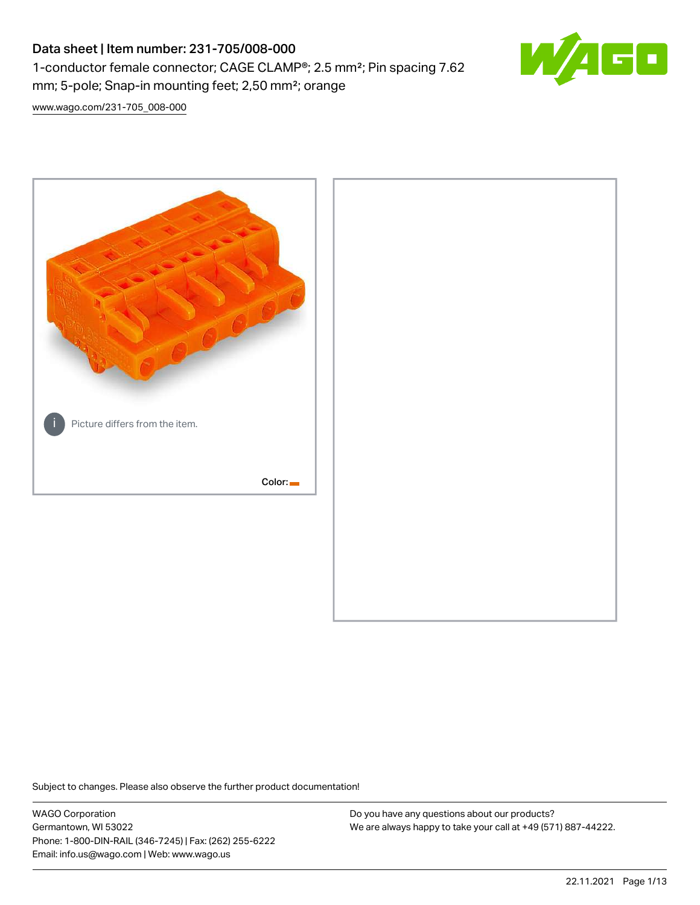# Data sheet | Item number: 231-705/008-000

1-conductor female connector; CAGE CLAMP®; 2.5 mm²; Pin spacing 7.62 mm; 5-pole; Snap-in mounting feet; 2,50 mm²; orange

www.wago.com/231-705_008-000

Picture differs from the item.

Color:

Subject to changes. Please also observe the further product documentation!

WAGO Corporation
Germantown, WI 53022
Phone: 1-800-DIN-RAIL (346-7245) | Fax: (262) 255-6222
Email: info.us@wago.com | Web: www.wago.us

Do you have any questions about our products?
We are always happy to take your call at +49 (571) 887-44222.

22.11.2021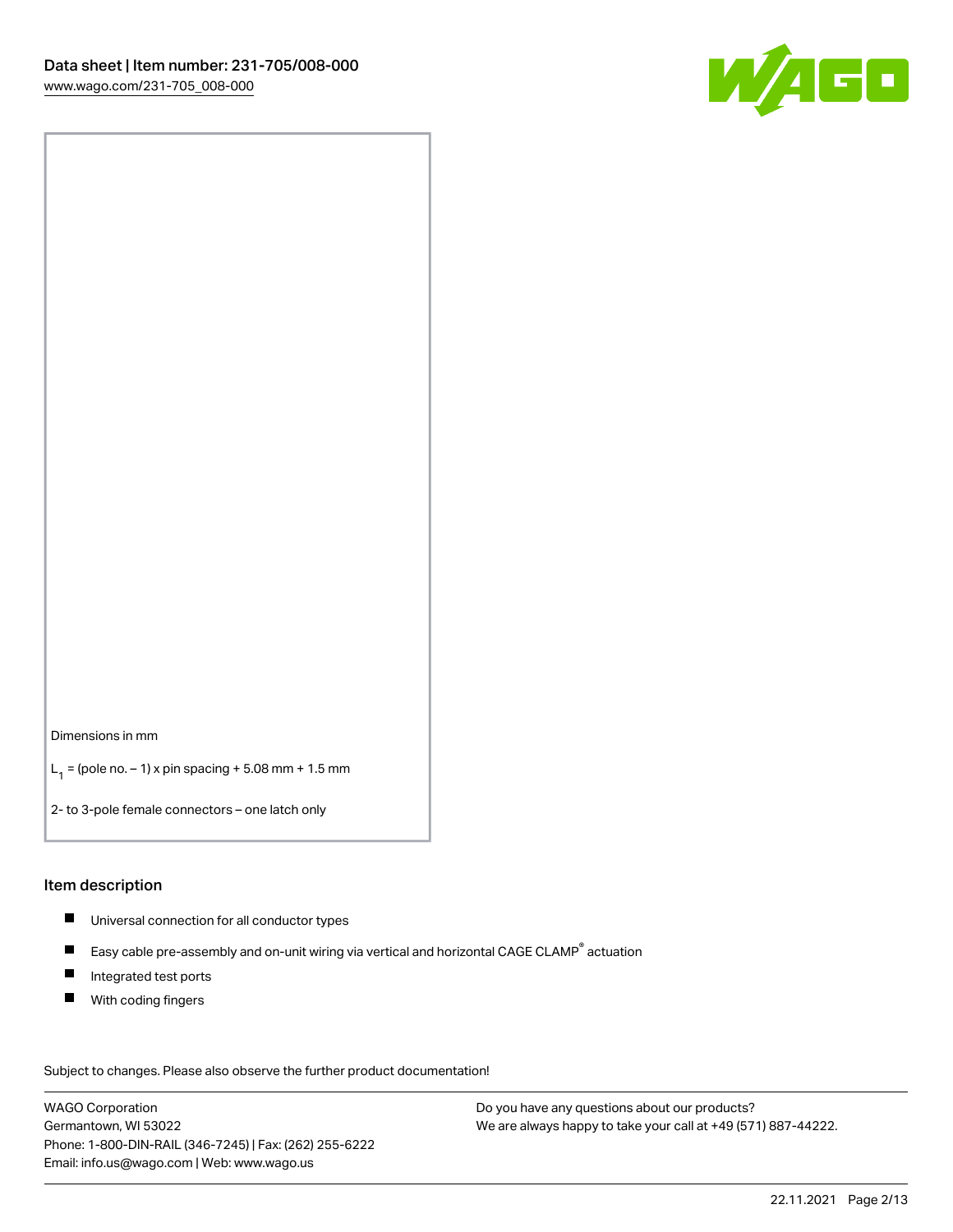Dimensions in mm

$L_1$ = (pole no. – 1) x pin spacing + 5.08 mm + 1.5 mm

2- to 3-pole female connectors – one latch only

## Item description

- Universal connection for all conductor types
- Easy cable pre-assembly and on-unit wiring via vertical and horizontal CAGE CLAMP® actuation
- Integrated test ports
- With coding fingers

Subject to changes. Please also observe the further product documentation!

WAGO Corporation
Germantown, WI 53022
Phone: 1-800-DIN-RAIL (346-7245) | Fax: (262) 255-6222
Email: info.us@wago.com | Web: www.wago.us

Do you have any questions about our products?
We are always happy to take your call at +49 (571) 887-44222.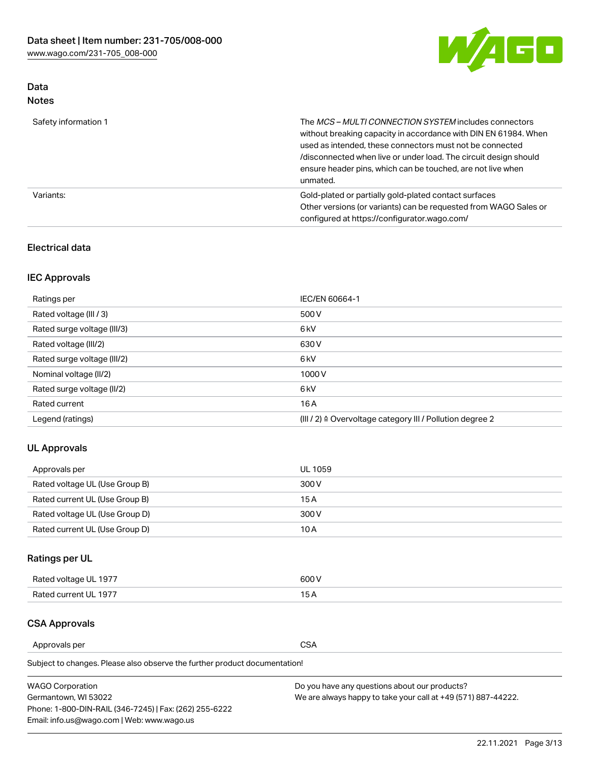## Data
### Notes

| | |
|---|---|
| Safety information 1 | The *MCS – MULTI CONNECTION SYSTEM* includes connectors without breaking capacity in accordance with DIN EN 61984. When used as intended, these connectors must not be connected /disconnected when live or under load. The circuit design should ensure header pins, which can be touched, are not live when unmated. |
| Variants: | Gold-plated or partially gold-plated contact surfaces<br>Other versions (or variants) can be requested from WAGO Sales or configured at https://configurator.wago.com/ |

### Electrical data

### IEC Approvals

| | |
|---|---|
| Ratings per | IEC/EN 60664-1 |
| Rated voltage (III / 3) | 500 V |
| Rated surge voltage (III/3) | 6 kV |
| Rated voltage (III/2) | 630 V |
| Rated surge voltage (III/2) | 6 kV |
| Nominal voltage (II/2) | 1000 V |
| Rated surge voltage (II/2) | 6 kV |
| Rated current | 16 A |
| Legend (ratings) | (III / 2) ≙ Overvoltage category III / Pollution degree 2 |

### UL Approvals

| | |
|---|---|
| Approvals per | UL 1059 |
| Rated voltage UL (Use Group B) | 300 V |
| Rated current UL (Use Group B) | 15 A |
| Rated voltage UL (Use Group D) | 300 V |
| Rated current UL (Use Group D) | 10 A |

### Ratings per UL

| | |
|---|---|
| Rated voltage UL 1977 | 600 V |
| Rated current UL 1977 | 15 A |

### CSA Approvals

| | |
|---|---|
| Approvals per | CSA |

Subject to changes. Please also observe the further product documentation!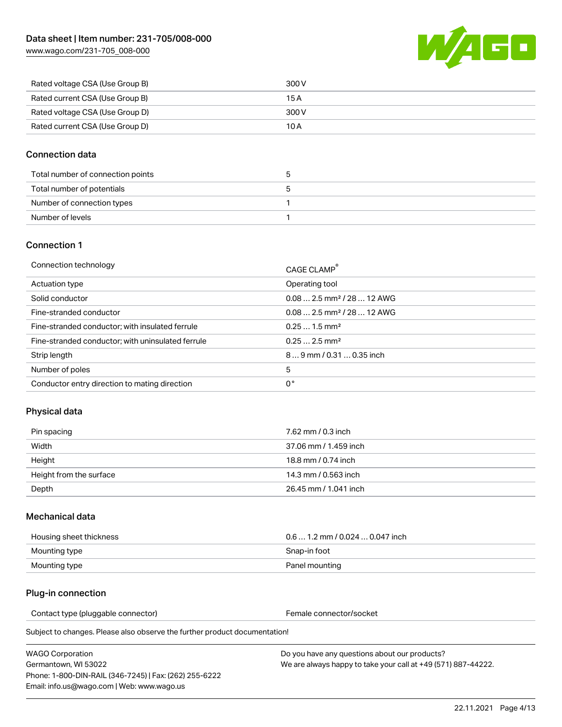| | |
|---|---|
| Rated voltage CSA (Use Group B) | 300 V |
| Rated current CSA (Use Group B) | 15 A |
| Rated voltage CSA (Use Group D) | 300 V |
| Rated current CSA (Use Group D) | 10 A |

## Connection data

| | |
|---|---|
| Total number of connection points | 5 |
| Total number of potentials | 5 |
| Number of connection types | 1 |
| Number of levels | 1 |

## Connection 1

| | |
|---|---|
| Connection technology | CAGE CLAMP® |
| Actuation type | Operating tool |
| Solid conductor | 0.08 … 2.5 mm² / 28 … 12 AWG |
| Fine-stranded conductor | 0.08 … 2.5 mm² / 28 … 12 AWG |
| Fine-stranded conductor; with insulated ferrule | 0.25 … 1.5 mm² |
| Fine-stranded conductor; with uninsulated ferrule | 0.25 … 2.5 mm² |
| Strip length | 8 … 9 mm / 0.31 … 0.35 inch |
| Number of poles | 5 |
| Conductor entry direction to mating direction | 0 ° |

## Physical data

| | |
|---|---|
| Pin spacing | 7.62 mm / 0.3 inch |
| Width | 37.06 mm / 1.459 inch |
| Height | 18.8 mm / 0.74 inch |
| Height from the surface | 14.3 mm / 0.563 inch |
| Depth | 26.45 mm / 1.041 inch |

## Mechanical data

| | |
|---|---|
| Housing sheet thickness | 0.6 … 1.2 mm / 0.024 … 0.047 inch |
| Mounting type | Snap-in foot |
| Mounting type | Panel mounting |

## Plug-in connection

| | |
|---|---|
| Contact type (pluggable connector) | Female connector/socket |

Subject to changes. Please also observe the further product documentation!

WAGO Corporation
Germantown, WI 53022
Phone: 1-800-DIN-RAIL (346-7245) | Fax: (262) 255-6222
Email: info.us@wago.com | Web: www.wago.us

Do you have any questions about our products?
We are always happy to take your call at +49 (571) 887-44222.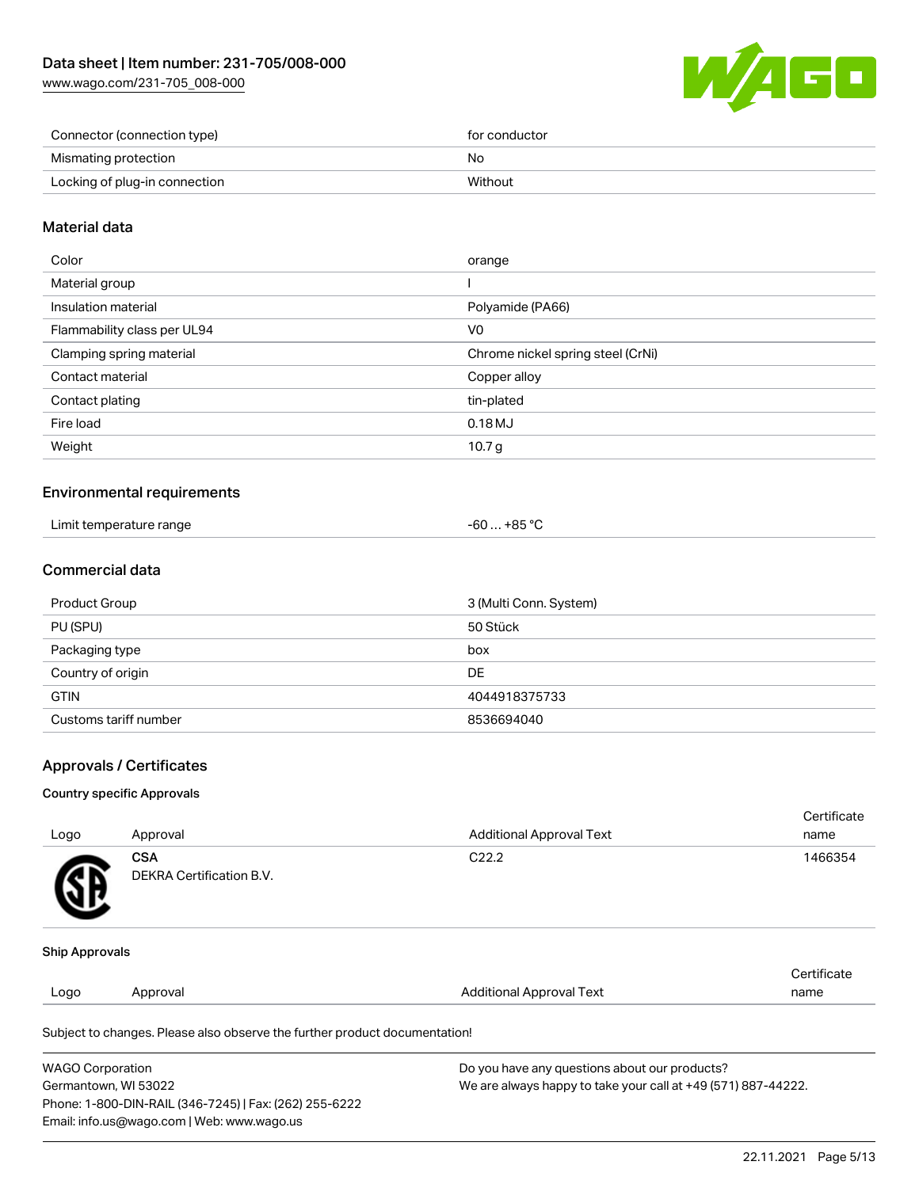| | |
|---|---|
| Connector (connection type) | for conductor |
| Mismating protection | No |
| Locking of plug-in connection | Without |

## Material data

| | |
|---|---|
| Color | orange |
| Material group | I |
| Insulation material | Polyamide (PA66) |
| Flammability class per UL94 | V0 |
| Clamping spring material | Chrome nickel spring steel (CrNi) |
| Contact material | Copper alloy |
| Contact plating | tin-plated |
| Fire load | 0.18 MJ |
| Weight | 10.7 g |

## Environmental requirements

| | |
|---|---|
| Limit temperature range | -60 … +85 °C |

## Commercial data

| | |
|---|---|
| Product Group | 3 (Multi Conn. System) |
| PU (SPU) | 50 Stück |
| Packaging type | box |
| Country of origin | DE |
| GTIN | 4044918375733 |
| Customs tariff number | 8536694040 |

## Approvals / Certificates

### Country specific Approvals

| Logo | Approval | Additional Approval Text | Certificate name |
|---|---|---|---|
| | **CSA** DEKRA Certification B.V. | C22.2 | 1466354 |

### Ship Approvals

| Logo | Approval | Additional Approval Text | Certificate name |
|---|---|---|---|

Subject to changes. Please also observe the further product documentation!

WAGO Corporation
Germantown, WI 53022
Phone: 1-800-DIN-RAIL (346-7245) | Fax: (262) 255-6222
Email: info.us@wago.com | Web: www.wago.us

Do you have any questions about our products?
We are always happy to take your call at +49 (571) 887-44222.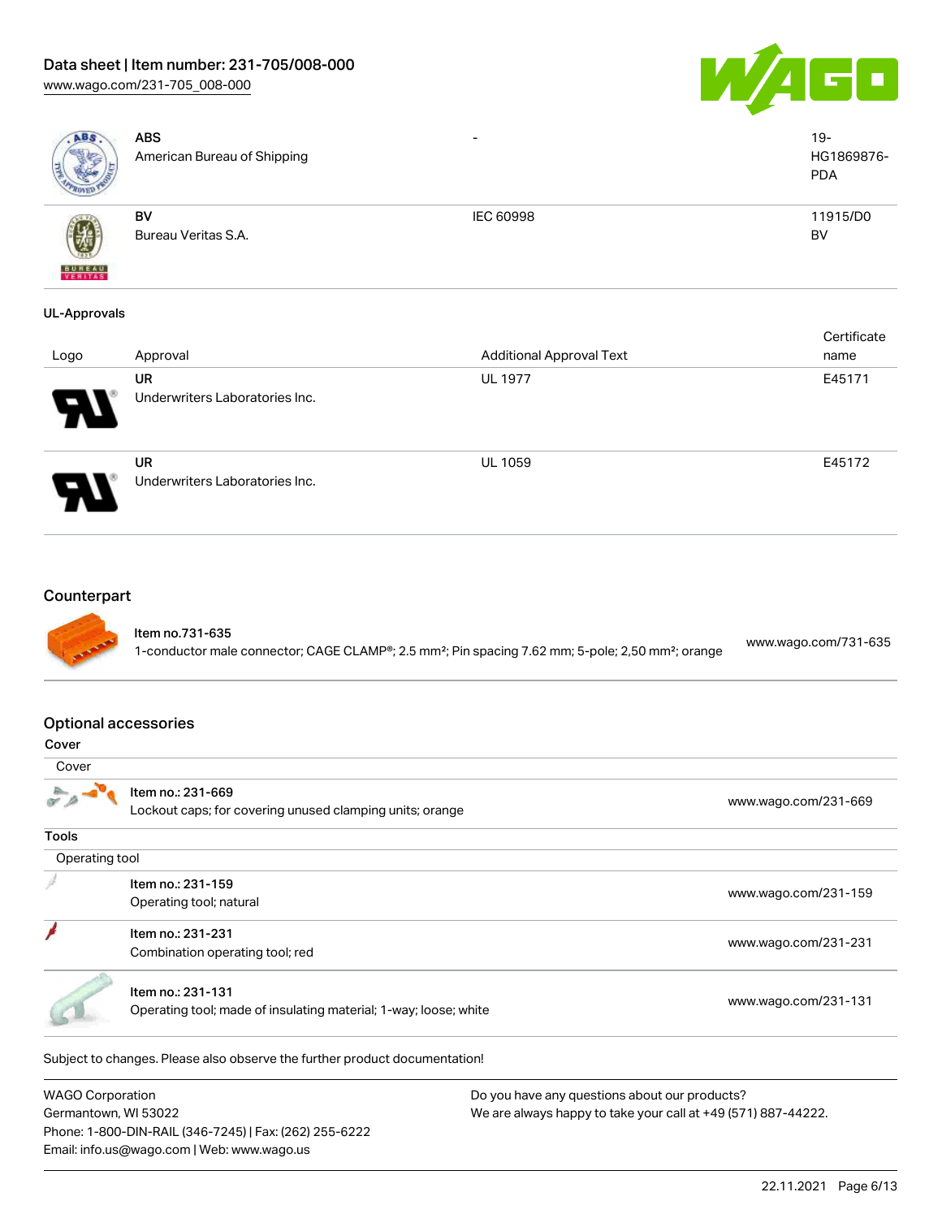| Logo | Approval | Additional Approval Text | Certificate name |
|---|---|---|---|
| | **ABS**<br>American Bureau of Shipping | - | 19-HG1869876-PDA |
| | **BV**<br>Bureau Veritas S.A. | IEC 60998 | 11915/D0 BV |

### UL-Approvals

| Logo | Approval | Additional Approval Text | Certificate name |
|---|---|---|---|
| | **UR**<br>Underwriters Laboratories Inc. | UL 1977 | E45171 |
| | **UR**<br>Underwriters Laboratories Inc. | UL 1059 | E45172 |

## Counterpart

| | | |
|---|---|---|
| | **Item no.731-635**<br>1-conductor male connector; CAGE CLAMP®; 2.5 mm²; Pin spacing 7.62 mm; 5-pole; 2,50 mm²; orange | www.wago.com/731-635 |

## Optional accessories

**Cover**

| Cover | | |
|---|---|---|
| | Item no.: 231-669<br>Lockout caps; for covering unused clamping units; orange | www.wago.com/231-669 |

**Tools**

| Operating tool | | |
|---|---|---|
| | Item no.: 231-159<br>Operating tool; natural | www.wago.com/231-159 |
| | Item no.: 231-231<br>Combination operating tool; red | www.wago.com/231-231 |
| | Item no.: 231-131<br>Operating tool; made of insulating material; 1-way; loose; white | www.wago.com/231-131 |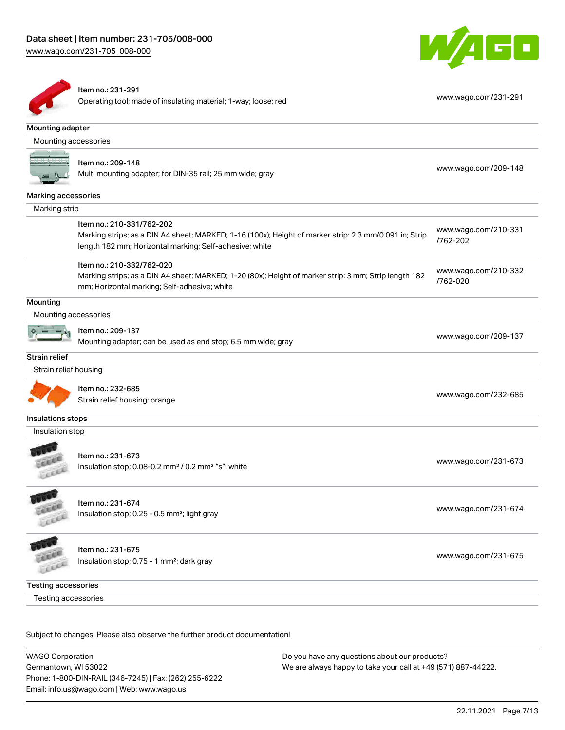| | |
|---|---|
| Item no.: 231-291<br>Operating tool; made of insulating material; 1-way; loose; red | www.wago.com/231-291 |

**Mounting adapter**

Mounting accessories

| | |
|---|---|
| Item no.: 209-148<br>Multi mounting adapter; for DIN-35 rail; 25 mm wide; gray | www.wago.com/209-148 |

**Marking accessories**

Marking strip

| | |
|---|---|
| Item no.: 210-331/762-202<br>Marking strips; as a DIN A4 sheet; MARKED; 1-16 (100x); Height of marker strip: 2.3 mm/0.091 in; Strip length 182 mm; Horizontal marking; Self-adhesive; white | www.wago.com/210-331/762-202 |
| Item no.: 210-332/762-020<br>Marking strips; as a DIN A4 sheet; MARKED; 1-20 (80x); Height of marker strip: 3 mm; Strip length 182 mm; Horizontal marking; Self-adhesive; white | www.wago.com/210-332/762-020 |

**Mounting**

Mounting accessories

| | |
|---|---|
| Item no.: 209-137<br>Mounting adapter; can be used as end stop; 6.5 mm wide; gray | www.wago.com/209-137 |

**Strain relief**

Strain relief housing

| | |
|---|---|
| Item no.: 232-685<br>Strain relief housing; orange | www.wago.com/232-685 |

**Insulations stops**

Insulation stop

| | |
|---|---|
| Item no.: 231-673<br>Insulation stop; 0.08-0.2 mm² / 0.2 mm² "s"; white | www.wago.com/231-673 |
| Item no.: 231-674<br>Insulation stop; 0.25 - 0.5 mm²; light gray | www.wago.com/231-674 |
| Item no.: 231-675<br>Insulation stop; 0.75 - 1 mm²; dark gray | www.wago.com/231-675 |

**Testing accessories**

Testing accessories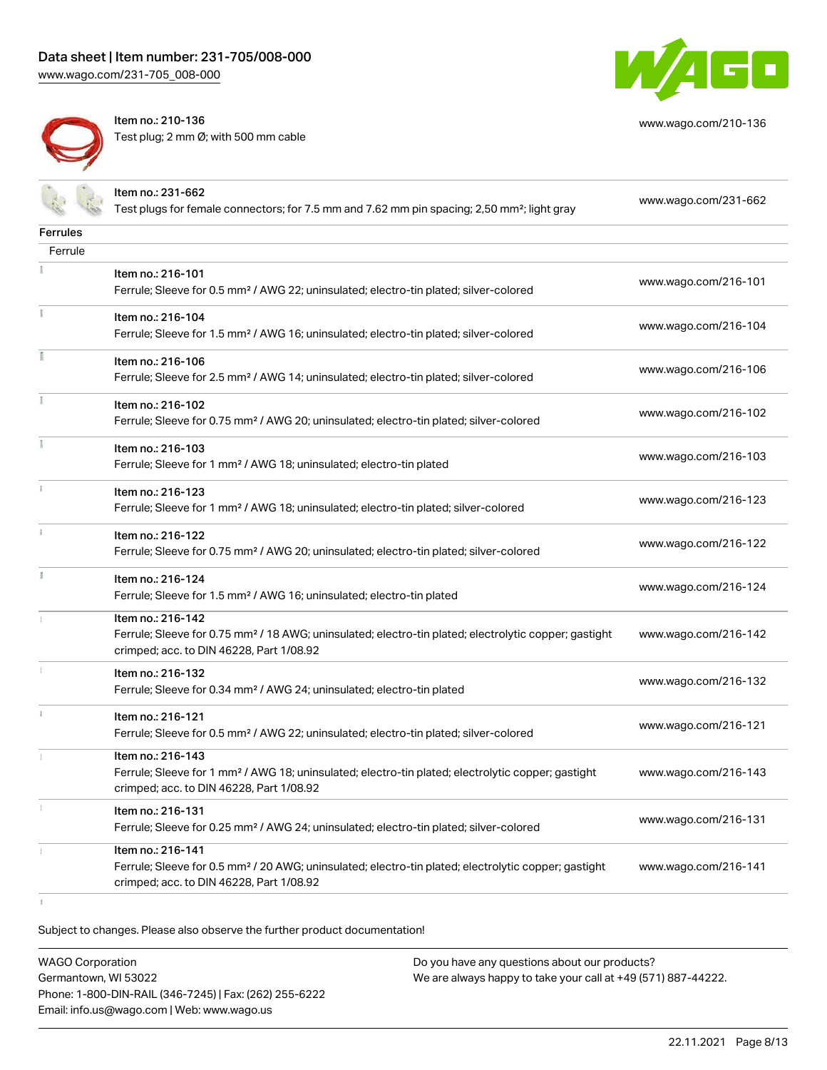| | | |
|---|---|---|
| | Item no.: 210-136<br>Test plug; 2 mm Ø; with 500 mm cable | www.wago.com/210-136 |
| | Item no.: 231-662<br>Test plugs for female connectors; for 7.5 mm and 7.62 mm pin spacing; 2,50 mm²; light gray | www.wago.com/231-662 |

## Ferrules

Ferrule

| | | |
|---|---|---|
| | Item no.: 216-101<br>Ferrule; Sleeve for 0.5 mm² / AWG 22; uninsulated; electro-tin plated; silver-colored | www.wago.com/216-101 |
| | Item no.: 216-104<br>Ferrule; Sleeve for 1.5 mm² / AWG 16; uninsulated; electro-tin plated; silver-colored | www.wago.com/216-104 |
| | Item no.: 216-106<br>Ferrule; Sleeve for 2.5 mm² / AWG 14; uninsulated; electro-tin plated; silver-colored | www.wago.com/216-106 |
| | Item no.: 216-102<br>Ferrule; Sleeve for 0.75 mm² / AWG 20; uninsulated; electro-tin plated; silver-colored | www.wago.com/216-102 |
| | Item no.: 216-103<br>Ferrule; Sleeve for 1 mm² / AWG 18; uninsulated; electro-tin plated | www.wago.com/216-103 |
| | Item no.: 216-123<br>Ferrule; Sleeve for 1 mm² / AWG 18; uninsulated; electro-tin plated; silver-colored | www.wago.com/216-123 |
| | Item no.: 216-122<br>Ferrule; Sleeve for 0.75 mm² / AWG 20; uninsulated; electro-tin plated; silver-colored | www.wago.com/216-122 |
| | Item no.: 216-124<br>Ferrule; Sleeve for 1.5 mm² / AWG 16; uninsulated; electro-tin plated | www.wago.com/216-124 |
| | Item no.: 216-142<br>Ferrule; Sleeve for 0.75 mm² / 18 AWG; uninsulated; electro-tin plated; electrolytic copper; gastight crimped; acc. to DIN 46228, Part 1/08.92 | www.wago.com/216-142 |
| | Item no.: 216-132<br>Ferrule; Sleeve for 0.34 mm² / AWG 24; uninsulated; electro-tin plated | www.wago.com/216-132 |
| | Item no.: 216-121<br>Ferrule; Sleeve for 0.5 mm² / AWG 22; uninsulated; electro-tin plated; silver-colored | www.wago.com/216-121 |
| | Item no.: 216-143<br>Ferrule; Sleeve for 1 mm² / AWG 18; uninsulated; electro-tin plated; electrolytic copper; gastight crimped; acc. to DIN 46228, Part 1/08.92 | www.wago.com/216-143 |
| | Item no.: 216-131<br>Ferrule; Sleeve for 0.25 mm² / AWG 24; uninsulated; electro-tin plated; silver-colored | www.wago.com/216-131 |
| | Item no.: 216-141<br>Ferrule; Sleeve for 0.5 mm² / 20 AWG; uninsulated; electro-tin plated; electrolytic copper; gastight crimped; acc. to DIN 46228, Part 1/08.92 | www.wago.com/216-141 |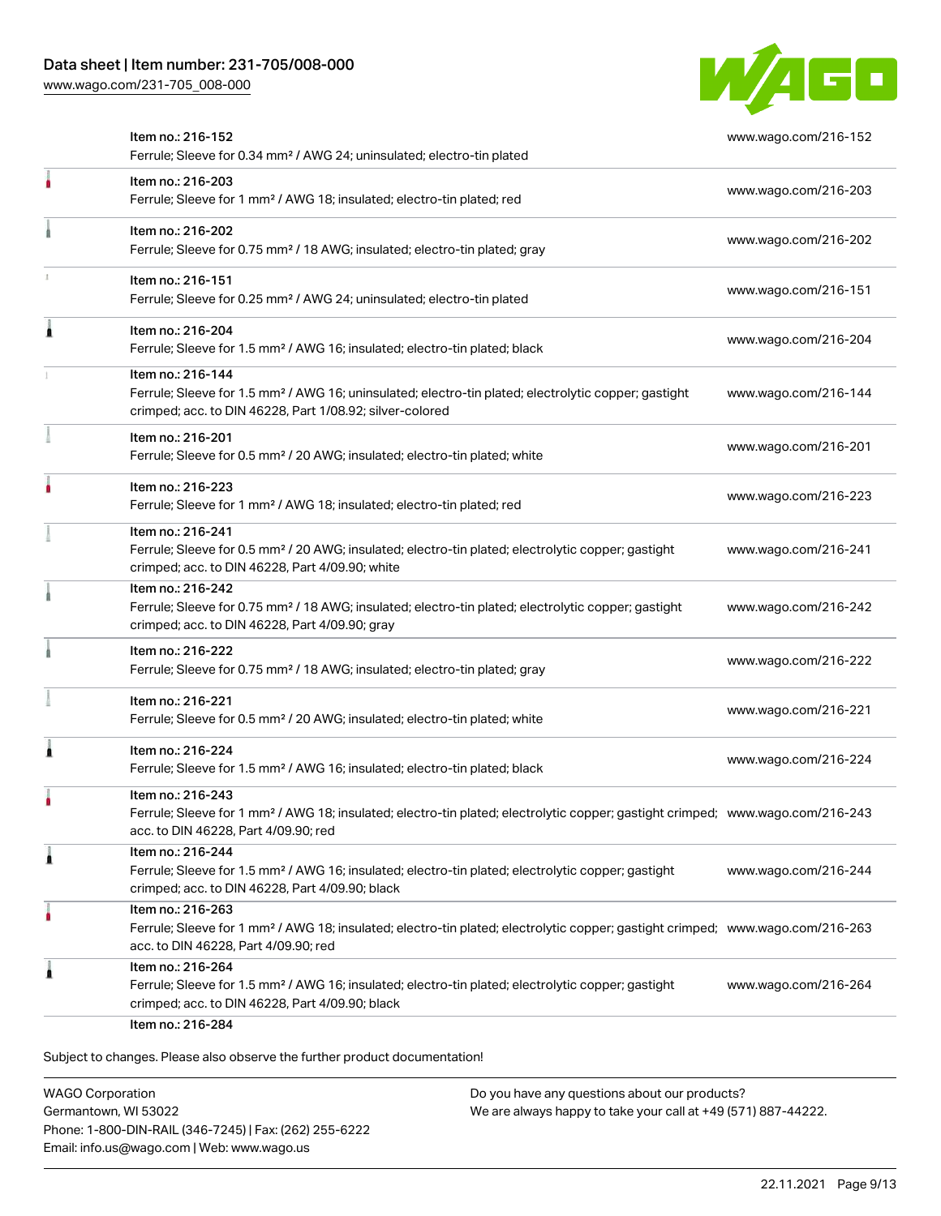| | | |
|---|---|---|
| | Item no.: 216-152<br>Ferrule; Sleeve for 0.34 mm² / AWG 24; uninsulated; electro-tin plated | www.wago.com/216-152 |
| | Item no.: 216-203<br>Ferrule; Sleeve for 1 mm² / AWG 18; insulated; electro-tin plated; red | www.wago.com/216-203 |
| | Item no.: 216-202<br>Ferrule; Sleeve for 0.75 mm² / 18 AWG; insulated; electro-tin plated; gray | www.wago.com/216-202 |
| | Item no.: 216-151<br>Ferrule; Sleeve for 0.25 mm² / AWG 24; uninsulated; electro-tin plated | www.wago.com/216-151 |
| | Item no.: 216-204<br>Ferrule; Sleeve for 1.5 mm² / AWG 16; insulated; electro-tin plated; black | www.wago.com/216-204 |
| | Item no.: 216-144<br>Ferrule; Sleeve for 1.5 mm² / AWG 16; uninsulated; electro-tin plated; electrolytic copper; gastight crimped; acc. to DIN 46228, Part 1/08.92; silver-colored | www.wago.com/216-144 |
| | Item no.: 216-201<br>Ferrule; Sleeve for 0.5 mm² / 20 AWG; insulated; electro-tin plated; white | www.wago.com/216-201 |
| | Item no.: 216-223<br>Ferrule; Sleeve for 1 mm² / AWG 18; insulated; electro-tin plated; red | www.wago.com/216-223 |
| | Item no.: 216-241<br>Ferrule; Sleeve for 0.5 mm² / 20 AWG; insulated; electro-tin plated; electrolytic copper; gastight crimped; acc. to DIN 46228, Part 4/09.90; white | www.wago.com/216-241 |
| | Item no.: 216-242<br>Ferrule; Sleeve for 0.75 mm² / 18 AWG; insulated; electro-tin plated; electrolytic copper; gastight crimped; acc. to DIN 46228, Part 4/09.90; gray | www.wago.com/216-242 |
| | Item no.: 216-222<br>Ferrule; Sleeve for 0.75 mm² / 18 AWG; insulated; electro-tin plated; gray | www.wago.com/216-222 |
| | Item no.: 216-221<br>Ferrule; Sleeve for 0.5 mm² / 20 AWG; insulated; electro-tin plated; white | www.wago.com/216-221 |
| | Item no.: 216-224<br>Ferrule; Sleeve for 1.5 mm² / AWG 16; insulated; electro-tin plated; black | www.wago.com/216-224 |
| | Item no.: 216-243<br>Ferrule; Sleeve for 1 mm² / AWG 18; insulated; electro-tin plated; electrolytic copper; gastight crimped; acc. to DIN 46228, Part 4/09.90; red | www.wago.com/216-243 |
| | Item no.: 216-244<br>Ferrule; Sleeve for 1.5 mm² / AWG 16; insulated; electro-tin plated; electrolytic copper; gastight crimped; acc. to DIN 46228, Part 4/09.90; black | www.wago.com/216-244 |
| | Item no.: 216-263<br>Ferrule; Sleeve for 1 mm² / AWG 18; insulated; electro-tin plated; electrolytic copper; gastight crimped; acc. to DIN 46228, Part 4/09.90; red | www.wago.com/216-263 |
| | Item no.: 216-264<br>Ferrule; Sleeve for 1.5 mm² / AWG 16; insulated; electro-tin plated; electrolytic copper; gastight crimped; acc. to DIN 46228, Part 4/09.90; black | www.wago.com/216-264 |
| | Item no.: 216-284 | |

Subject to changes. Please also observe the further product documentation!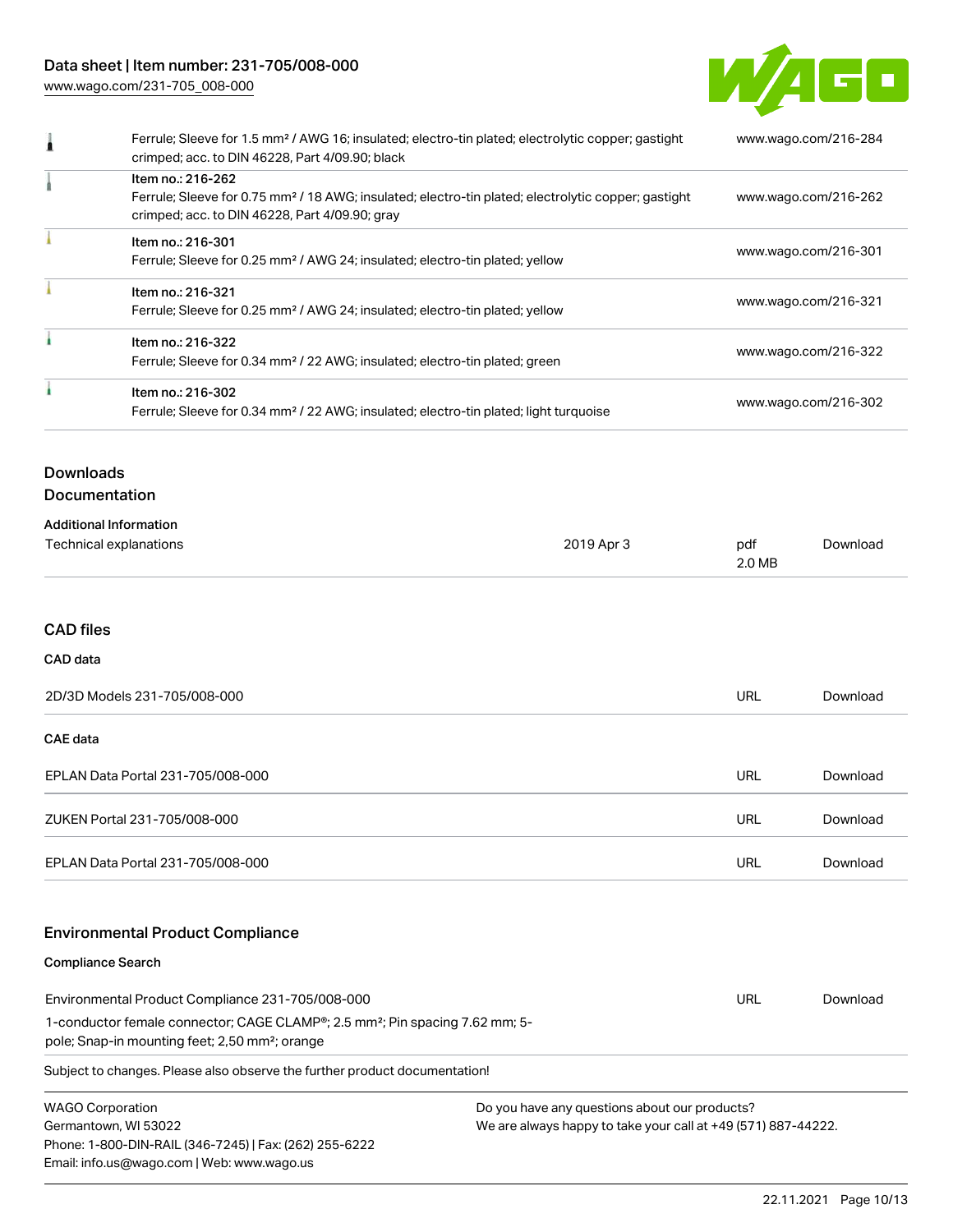| | | |
|---|---|---|
| | Ferrule; Sleeve for 1.5 mm² / AWG 16; insulated; electro-tin plated; electrolytic copper; gastight crimped; acc. to DIN 46228, Part 4/09.90; black | www.wago.com/216-284 |
| | Item no.: 216-262<br>Ferrule; Sleeve for 0.75 mm² / 18 AWG; insulated; electro-tin plated; electrolytic copper; gastight crimped; acc. to DIN 46228, Part 4/09.90; gray | www.wago.com/216-262 |
| | Item no.: 216-301<br>Ferrule; Sleeve for 0.25 mm² / AWG 24; insulated; electro-tin plated; yellow | www.wago.com/216-301 |
| | Item no.: 216-321<br>Ferrule; Sleeve for 0.25 mm² / AWG 24; insulated; electro-tin plated; yellow | www.wago.com/216-321 |
| | Item no.: 216-322<br>Ferrule; Sleeve for 0.34 mm² / 22 AWG; insulated; electro-tin plated; green | www.wago.com/216-322 |
| | Item no.: 216-302<br>Ferrule; Sleeve for 0.34 mm² / 22 AWG; insulated; electro-tin plated; light turquoise | www.wago.com/216-302 |

## Downloads

### Documentation

**Additional Information**

| | | | |
|---|---|---|---|
| Technical explanations | 2019 Apr 3 | pdf<br>2.0 MB | Download |

### CAD files

**CAD data**

| | | |
|---|---|---|
| 2D/3D Models 231-705/008-000 | URL | Download |

**CAE data**

| | | |
|---|---|---|
| EPLAN Data Portal 231-705/008-000 | URL | Download |
| ZUKEN Portal 231-705/008-000 | URL | Download |
| EPLAN Data Portal 231-705/008-000 | URL | Download |

### Environmental Product Compliance

**Compliance Search**

| | | |
|---|---|---|
| Environmental Product Compliance 231-705/008-000<br>1-conductor female connector; CAGE CLAMP®; 2.5 mm²; Pin spacing 7.62 mm; 5-pole; Snap-in mounting feet; 2,50 mm²; orange | URL | Download |

Subject to changes. Please also observe the further product documentation!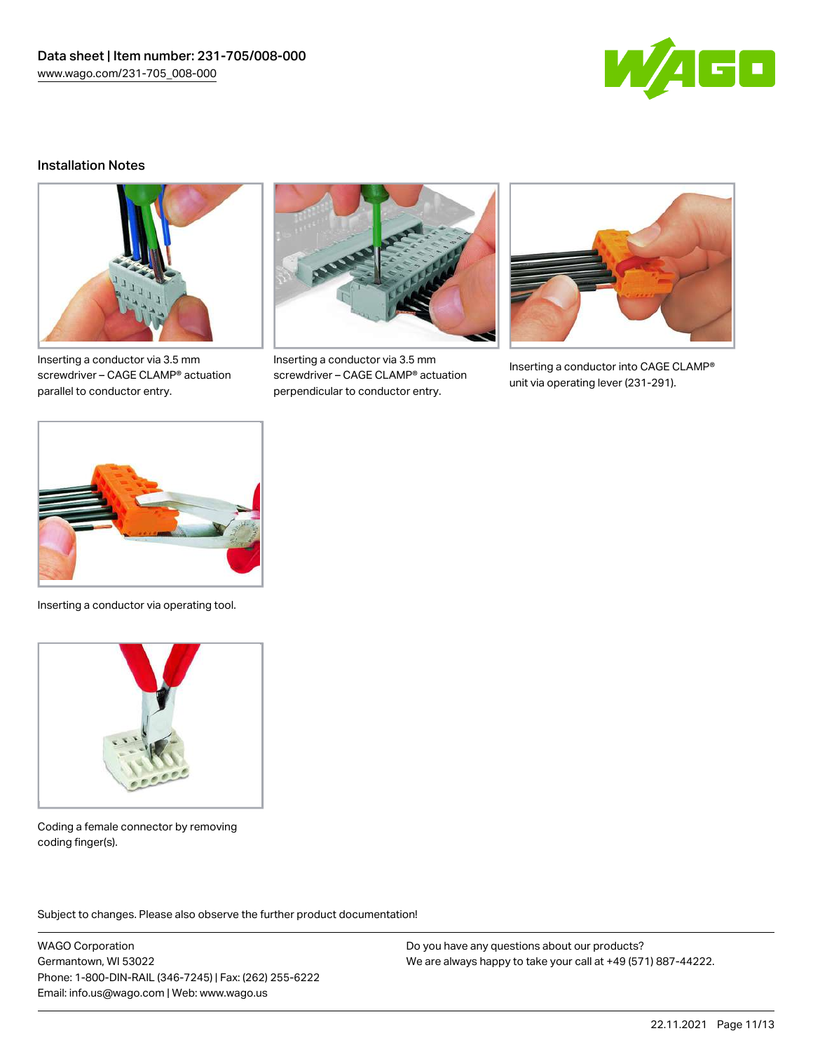## Installation Notes

Inserting a conductor via 3.5 mm screwdriver – CAGE CLAMP® actuation parallel to conductor entry.

Inserting a conductor via 3.5 mm screwdriver – CAGE CLAMP® actuation perpendicular to conductor entry.

Inserting a conductor into CAGE CLAMP® unit via operating lever (231-291).

Inserting a conductor via operating tool.

Coding a female connector by removing coding finger(s).

Subject to changes. Please also observe the further product documentation!

WAGO Corporation
Germantown, WI 53022
Phone: 1-800-DIN-RAIL (346-7245) | Fax: (262) 255-6222
Email: info.us@wago.com | Web: www.wago.us

Do you have any questions about our products?
We are always happy to take your call at +49 (571) 887-44222.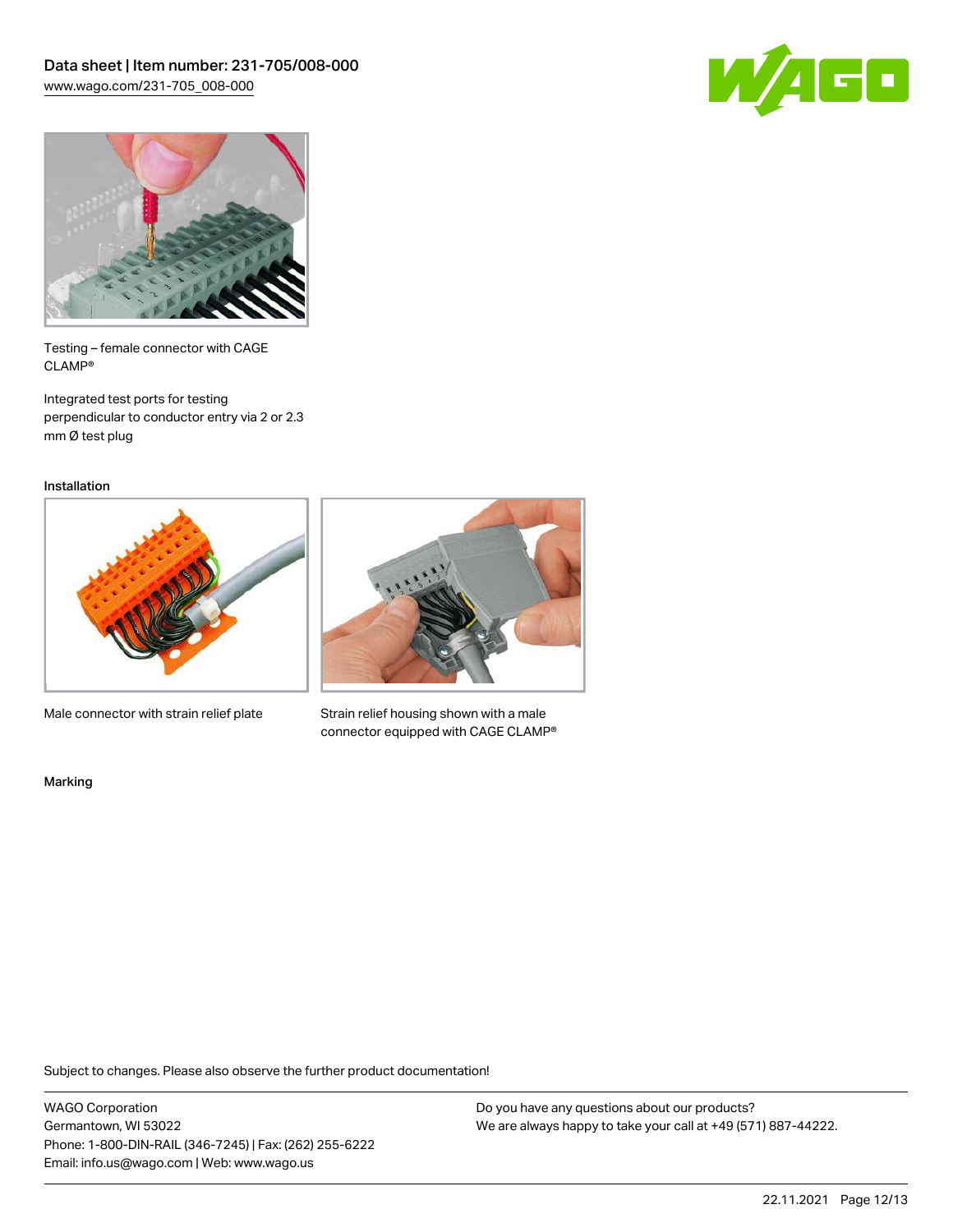Testing – female connector with CAGE CLAMP®

Integrated test ports for testing perpendicular to conductor entry via 2 or 2.3 mm Ø test plug

### Installation

Male connector with strain relief plate

Strain relief housing shown with a male connector equipped with CAGE CLAMP®

### Marking

Subject to changes. Please also observe the further product documentation!

WAGO Corporation
Germantown, WI 53022
Phone: 1-800-DIN-RAIL (346-7245) | Fax: (262) 255-6222
Email: info.us@wago.com | Web: www.wago.us

Do you have any questions about our products?
We are always happy to take your call at +49 (571) 887-44222.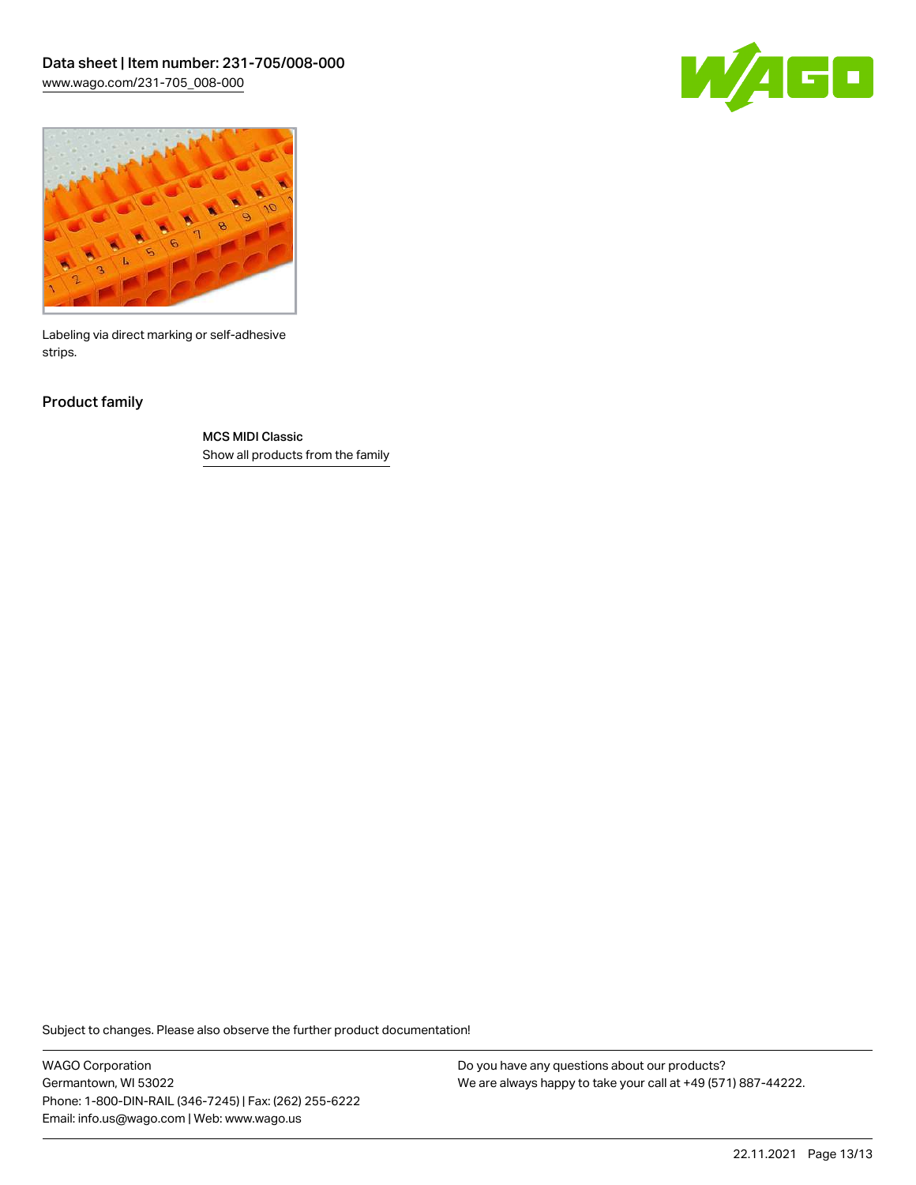Labeling via direct marking or self-adhesive strips.

## Product family

MCS MIDI Classic
Show all products from the family

Subject to changes. Please also observe the further product documentation!

WAGO Corporation
Germantown, WI 53022
Phone: 1-800-DIN-RAIL (346-7245) | Fax: (262) 255-6222
Email: info.us@wago.com | Web: www.wago.us

Do you have any questions about our products?
We are always happy to take your call at +49 (571) 887-44222.